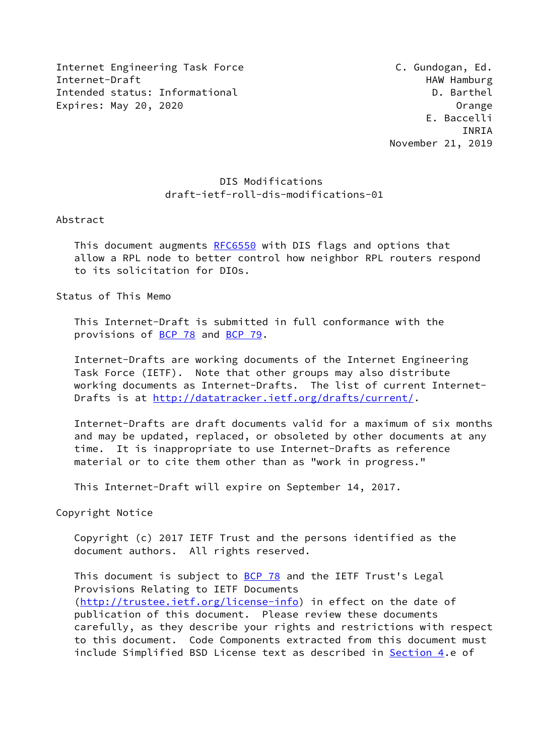Internet Engineering Task Force — C. Gundogan, Ed.
Internet-Draft — HAW Hamburg
Intended status: Informational — D. Barthel
Expires: May 20, 2020 — Orange
E. Baccelli
INRIA
November 21, 2019

# DIS Modifications
## draft-ietf-roll-dis-modifications-01

## Abstract

This document augments RFC6550 with DIS flags and options that allow a RPL node to better control how neighbor RPL routers respond to its solicitation for DIOs.

## Status of This Memo

This Internet-Draft is submitted in full conformance with the provisions of BCP 78 and BCP 79.

Internet-Drafts are working documents of the Internet Engineering Task Force (IETF). Note that other groups may also distribute working documents as Internet-Drafts. The list of current Internet-Drafts is at http://datatracker.ietf.org/drafts/current/.

Internet-Drafts are draft documents valid for a maximum of six months and may be updated, replaced, or obsoleted by other documents at any time. It is inappropriate to use Internet-Drafts as reference material or to cite them other than as "work in progress."

This Internet-Draft will expire on September 14, 2017.

## Copyright Notice

Copyright (c) 2017 IETF Trust and the persons identified as the document authors. All rights reserved.

This document is subject to BCP 78 and the IETF Trust's Legal Provisions Relating to IETF Documents (http://trustee.ietf.org/license-info) in effect on the date of publication of this document. Please review these documents carefully, as they describe your rights and restrictions with respect to this document. Code Components extracted from this document must include Simplified BSD License text as described in Section 4.e of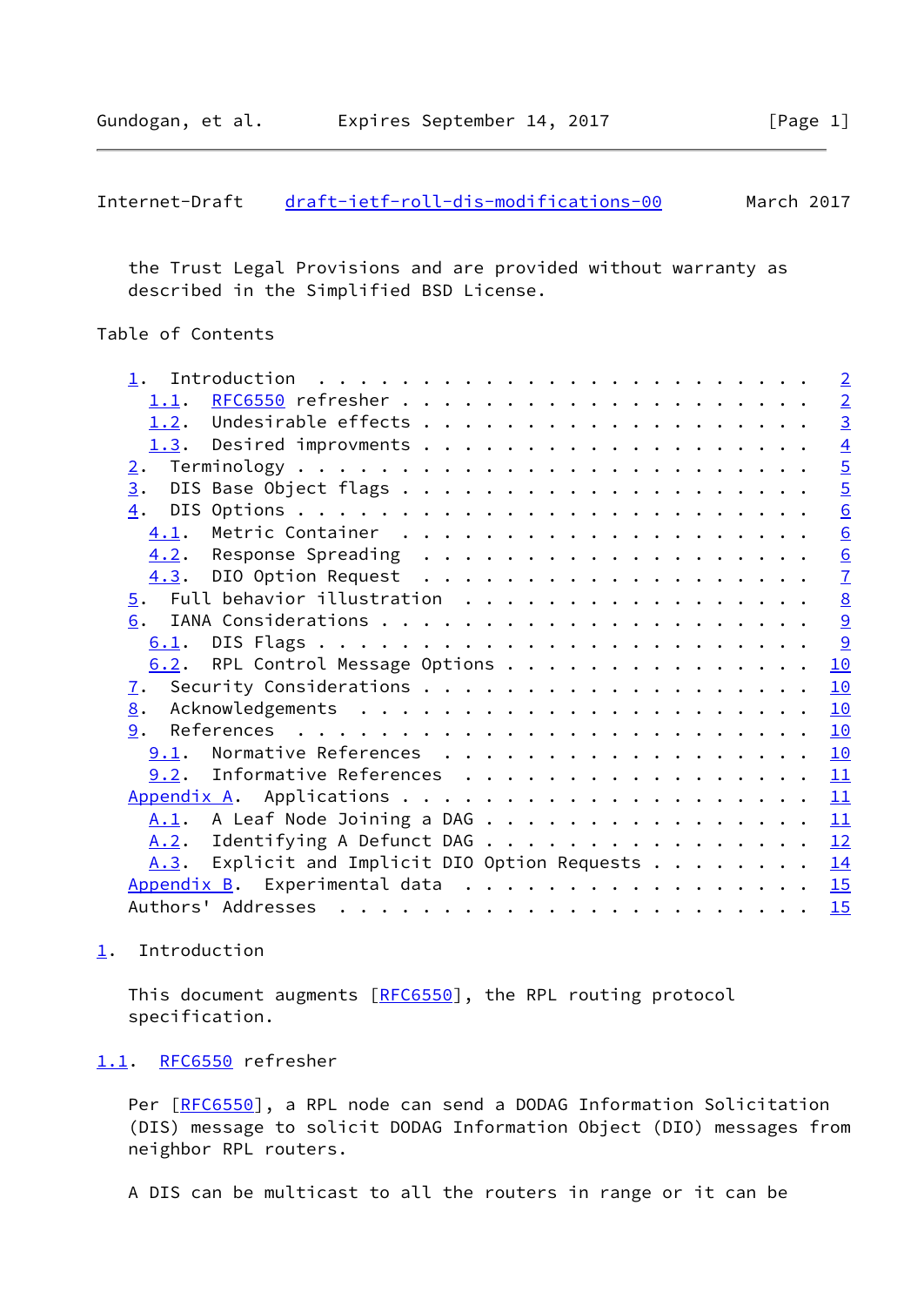the Trust Legal Provisions and are provided without warranty as described in the Simplified BSD License.

Table of Contents

```
   1.  Introduction  . . . . . . . . . . . . . . . . . . . . . . . .   2
     1.1.  RFC6550 refresher . . . . . . . . . . . . . . . . . . . .   2
     1.2.  Undesirable effects . . . . . . . . . . . . . . . . . . .   3
     1.3.  Desired improvments . . . . . . . . . . . . . . . . . . .   4
   2.  Terminology . . . . . . . . . . . . . . . . . . . . . . . . .   5
   3.  DIS Base Object flags . . . . . . . . . . . . . . . . . . . .   5
   4.  DIS Options . . . . . . . . . . . . . . . . . . . . . . . . .   6
     4.1.  Metric Container  . . . . . . . . . . . . . . . . . . . .   6
     4.2.  Response Spreading  . . . . . . . . . . . . . . . . . . .   6
     4.3.  DIO Option Request  . . . . . . . . . . . . . . . . . . .   7
   5.  Full behavior illustration  . . . . . . . . . . . . . . . . .   8
   6.  IANA Considerations . . . . . . . . . . . . . . . . . . . . .   9
     6.1.  DIS Flags . . . . . . . . . . . . . . . . . . . . . . . .   9
     6.2.  RPL Control Message Options . . . . . . . . . . . . . . .  10
   7.  Security Considerations . . . . . . . . . . . . . . . . . . .  10
   8.  Acknowledgements  . . . . . . . . . . . . . . . . . . . . . .  10
   9.  References  . . . . . . . . . . . . . . . . . . . . . . . . .  10
     9.1.  Normative References  . . . . . . . . . . . . . . . . . .  10
     9.2.  Informative References  . . . . . . . . . . . . . . . . .  11
   Appendix A.  Applications . . . . . . . . . . . . . . . . . . . .  11
     A.1.  A Leaf Node Joining a DAG . . . . . . . . . . . . . . . .  11
     A.2.  Identifying A Defunct DAG . . . . . . . . . . . . . . . .  12
     A.3.  Explicit and Implicit DIO Option Requests . . . . . . . .  14
   Appendix B.  Experimental data  . . . . . . . . . . . . . . . . .  15
   Authors' Addresses  . . . . . . . . . . . . . . . . . . . . . . .  15
```

## 1. Introduction

This document augments [RFC6550], the RPL routing protocol specification.

### 1.1. RFC6550 refresher

Per [RFC6550], a RPL node can send a DODAG Information Solicitation (DIS) message to solicit DODAG Information Object (DIO) messages from neighbor RPL routers.

A DIS can be multicast to all the routers in range or it can be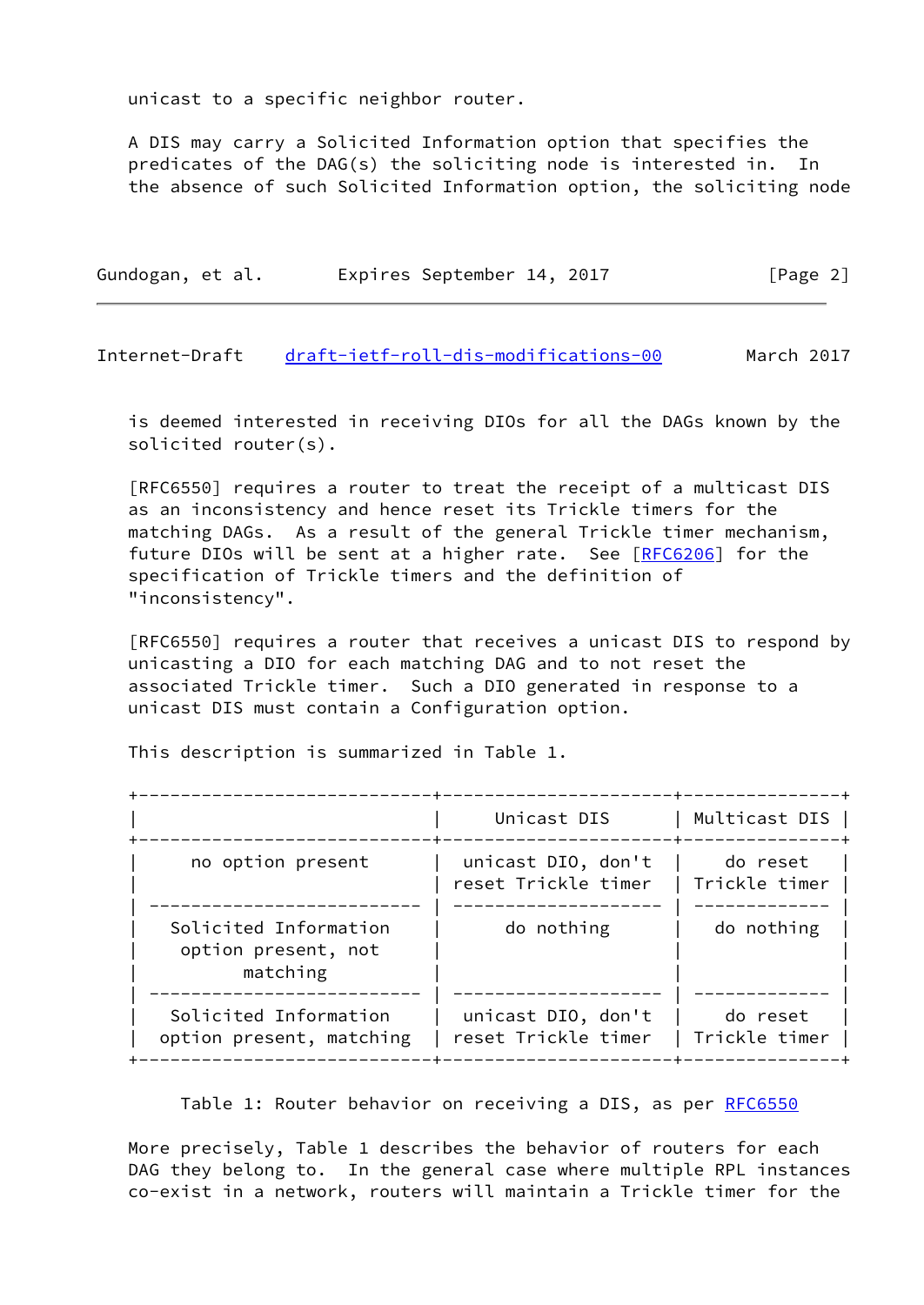unicast to a specific neighbor router.

A DIS may carry a Solicited Information option that specifies the predicates of the DAG(s) the soliciting node is interested in. In the absence of such Solicited Information option, the soliciting node is deemed interested in receiving DIOs for all the DAGs known by the solicited router(s).

[RFC6550] requires a router to treat the receipt of a multicast DIS as an inconsistency and hence reset its Trickle timers for the matching DAGs. As a result of the general Trickle timer mechanism, future DIOs will be sent at a higher rate. See [RFC6206] for the specification of Trickle timers and the definition of "inconsistency".

[RFC6550] requires a router that receives a unicast DIS to respond by unicasting a DIO for each matching DAG and to not reset the associated Trickle timer. Such a DIO generated in response to a unicast DIS must contain a Configuration option.

This description is summarized in Table 1.

| | Unicast DIS | Multicast DIS |
|---|---|---|
| no option present | unicast DIO, don't reset Trickle timer | do reset Trickle timer |
| Solicited Information option present, not matching | do nothing | do nothing |
| Solicited Information option present, matching | unicast DIO, don't reset Trickle timer | do reset Trickle timer |

Table 1: Router behavior on receiving a DIS, as per RFC6550

More precisely, Table 1 describes the behavior of routers for each DAG they belong to. In the general case where multiple RPL instances co-exist in a network, routers will maintain a Trickle timer for the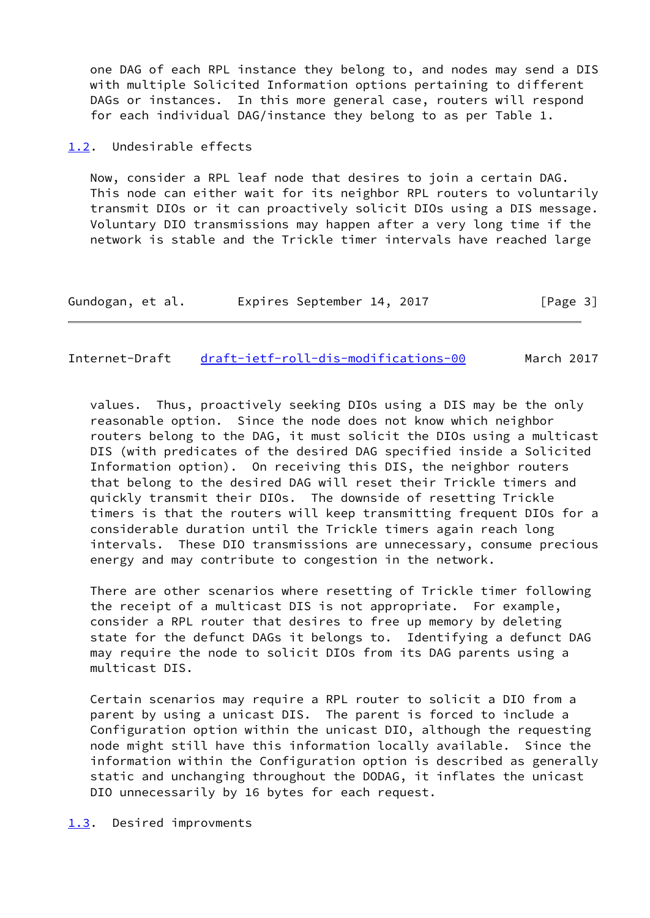one DAG of each RPL instance they belong to, and nodes may send a DIS with multiple Solicited Information options pertaining to different DAGs or instances. In this more general case, routers will respond for each individual DAG/instance they belong to as per Table 1.

### 1.2. Undesirable effects

Now, consider a RPL leaf node that desires to join a certain DAG. This node can either wait for its neighbor RPL routers to voluntarily transmit DIOs or it can proactively solicit DIOs using a DIS message. Voluntary DIO transmissions may happen after a very long time if the network is stable and the Trickle timer intervals have reached large values. Thus, proactively seeking DIOs using a DIS may be the only reasonable option. Since the node does not know which neighbor routers belong to the DAG, it must solicit the DIOs using a multicast DIS (with predicates of the desired DAG specified inside a Solicited Information option). On receiving this DIS, the neighbor routers that belong to the desired DAG will reset their Trickle timers and quickly transmit their DIOs. The downside of resetting Trickle timers is that the routers will keep transmitting frequent DIOs for a considerable duration until the Trickle timers again reach long intervals. These DIO transmissions are unnecessary, consume precious energy and may contribute to congestion in the network.

There are other scenarios where resetting of Trickle timer following the receipt of a multicast DIS is not appropriate. For example, consider a RPL router that desires to free up memory by deleting state for the defunct DAGs it belongs to. Identifying a defunct DAG may require the node to solicit DIOs from its DAG parents using a multicast DIS.

Certain scenarios may require a RPL router to solicit a DIO from a parent by using a unicast DIS. The parent is forced to include a Configuration option within the unicast DIO, although the requesting node might still have this information locally available. Since the information within the Configuration option is described as generally static and unchanging throughout the DODAG, it inflates the unicast DIO unnecessarily by 16 bytes for each request.

### 1.3. Desired improvments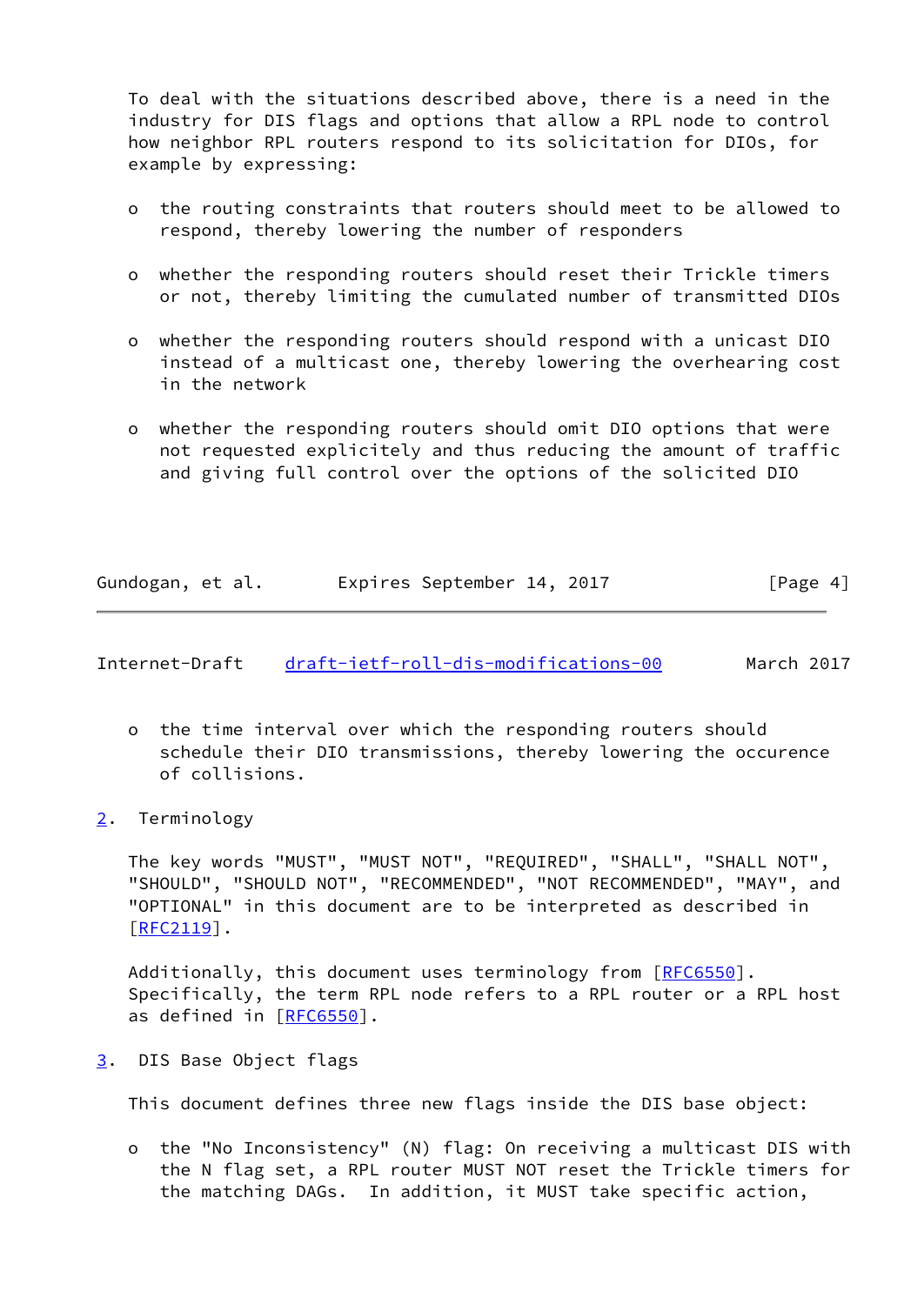To deal with the situations described above, there is a need in the industry for DIS flags and options that allow a RPL node to control how neighbor RPL routers respond to its solicitation for DIOs, for example by expressing:

- the routing constraints that routers should meet to be allowed to respond, thereby lowering the number of responders

- whether the responding routers should reset their Trickle timers or not, thereby limiting the cumulated number of transmitted DIOs

- whether the responding routers should respond with a unicast DIO instead of a multicast one, thereby lowering the overhearing cost in the network

- whether the responding routers should omit DIO options that were not requested explicitely and thus reducing the amount of traffic and giving full control over the options of the solicited DIO

- the time interval over which the responding routers should schedule their DIO transmissions, thereby lowering the occurence of collisions.

## 2. Terminology

The key words "MUST", "MUST NOT", "REQUIRED", "SHALL", "SHALL NOT", "SHOULD", "SHOULD NOT", "RECOMMENDED", "NOT RECOMMENDED", "MAY", and "OPTIONAL" in this document are to be interpreted as described in [RFC2119].

Additionally, this document uses terminology from [RFC6550]. Specifically, the term RPL node refers to a RPL router or a RPL host as defined in [RFC6550].

## 3. DIS Base Object flags

This document defines three new flags inside the DIS base object:

- the "No Inconsistency" (N) flag: On receiving a multicast DIS with the N flag set, a RPL router MUST NOT reset the Trickle timers for the matching DAGs. In addition, it MUST take specific action,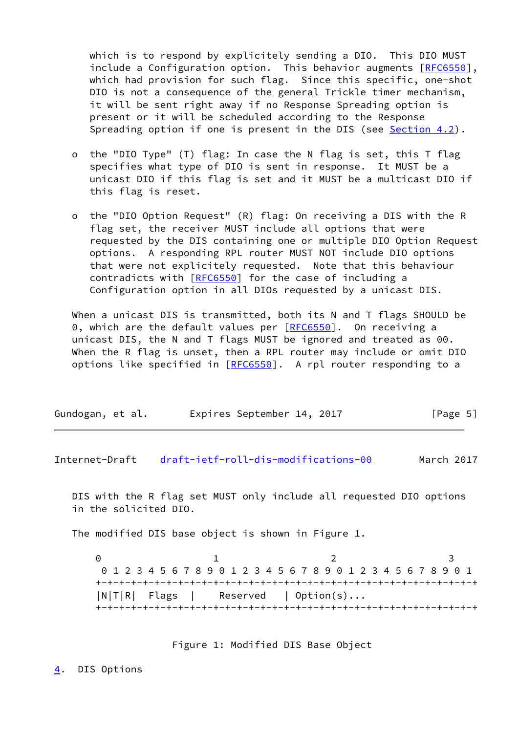which is to respond by explicitly sending a DIO. This DIO MUST include a Configuration option. This behavior augments [RFC6550], which had provision for such flag. Since this specific, one-shot DIO is not a consequence of the general Trickle timer mechanism, it will be sent right away if no Response Spreading option is present or it will be scheduled according to the Response Spreading option if one is present in the DIS (see Section 4.2).

- the "DIO Type" (T) flag: In case the N flag is set, this T flag specifies what type of DIO is sent in response. It MUST be a unicast DIO if this flag is set and it MUST be a multicast DIO if this flag is reset.

- the "DIO Option Request" (R) flag: On receiving a DIS with the R flag set, the receiver MUST include all options that were requested by the DIS containing one or multiple DIO Option Request options. A responding RPL router MUST NOT include DIO options that were not explicitly requested. Note that this behaviour contradicts with [RFC6550] for the case of including a Configuration option in all DIOs requested by a unicast DIS.

When a unicast DIS is transmitted, both its N and T flags SHOULD be 0, which are the default values per [RFC6550]. On receiving a unicast DIS, the N and T flags MUST be ignored and treated as 00. When the R flag is unset, then a RPL router may include or omit DIO options like specified in [RFC6550]. A rpl router responding to a DIS with the R flag set MUST only include all requested DIO options in the solicited DIO.

The modified DIS base object is shown in Figure 1.

```
 0                   1                   2                   3
  0 1 2 3 4 5 6 7 8 9 0 1 2 3 4 5 6 7 8 9 0 1 2 3 4 5 6 7 8 9 0 1
 +-+-+-+-+-+-+-+-+-+-+-+-+-+-+-+-+-+-+-+-+-+-+-+-+-+-+-+-+-+-+-+-+
 |N|T|R|  Flags   |     Reserved    | Option(s)...
 +-+-+-+-+-+-+-+-+-+-+-+-+-+-+-+-+-+-+-+-+-+-+-+-+-+-+-+-+-+-+-+-+
```

Figure 1: Modified DIS Base Object

## 4. DIS Options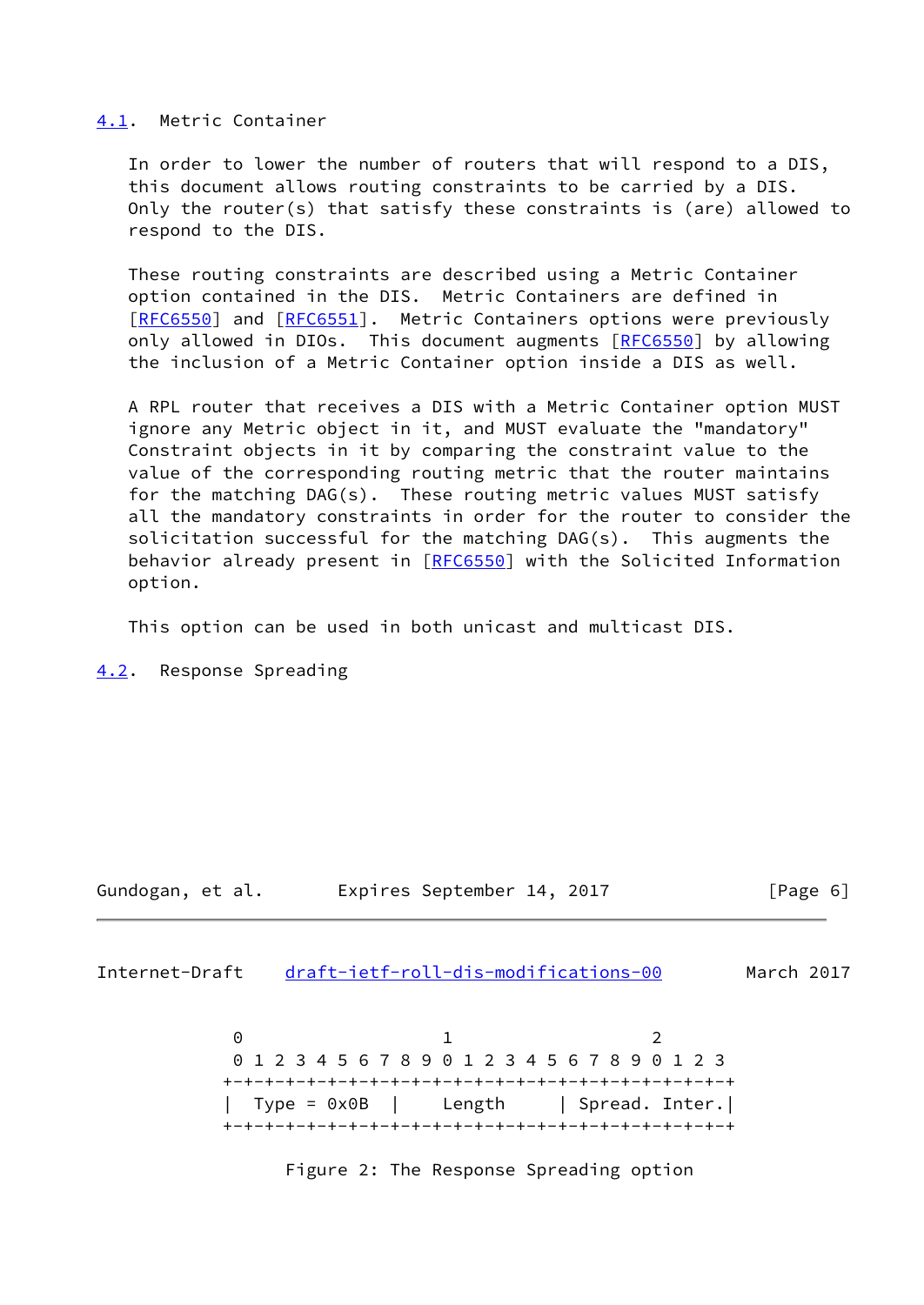### 4.1. Metric Container

In order to lower the number of routers that will respond to a DIS, this document allows routing constraints to be carried by a DIS. Only the router(s) that satisfy these constraints is (are) allowed to respond to the DIS.

These routing constraints are described using a Metric Container option contained in the DIS. Metric Containers are defined in [RFC6550] and [RFC6551]. Metric Containers options were previously only allowed in DIOs. This document augments [RFC6550] by allowing the inclusion of a Metric Container option inside a DIS as well.

A RPL router that receives a DIS with a Metric Container option MUST ignore any Metric object in it, and MUST evaluate the "mandatory" Constraint objects in it by comparing the constraint value to the value of the corresponding routing metric that the router maintains for the matching DAG(s). These routing metric values MUST satisfy all the mandatory constraints in order for the router to consider the solicitation successful for the matching DAG(s). This augments the behavior already present in [RFC6550] with the Solicited Information option.

This option can be used in both unicast and multicast DIS.

### 4.2. Response Spreading

```
 0                   1                   2
 0 1 2 3 4 5 6 7 8 9 0 1 2 3 4 5 6 7 8 9 0 1 2 3
+-+-+-+-+-+-+-+-+-+-+-+-+-+-+-+-+-+-+-+-+-+-+-+-+
|  Type = 0x0B  |    Length     | Spread. Inter.|
+-+-+-+-+-+-+-+-+-+-+-+-+-+-+-+-+-+-+-+-+-+-+-+-+
```

Figure 2: The Response Spreading option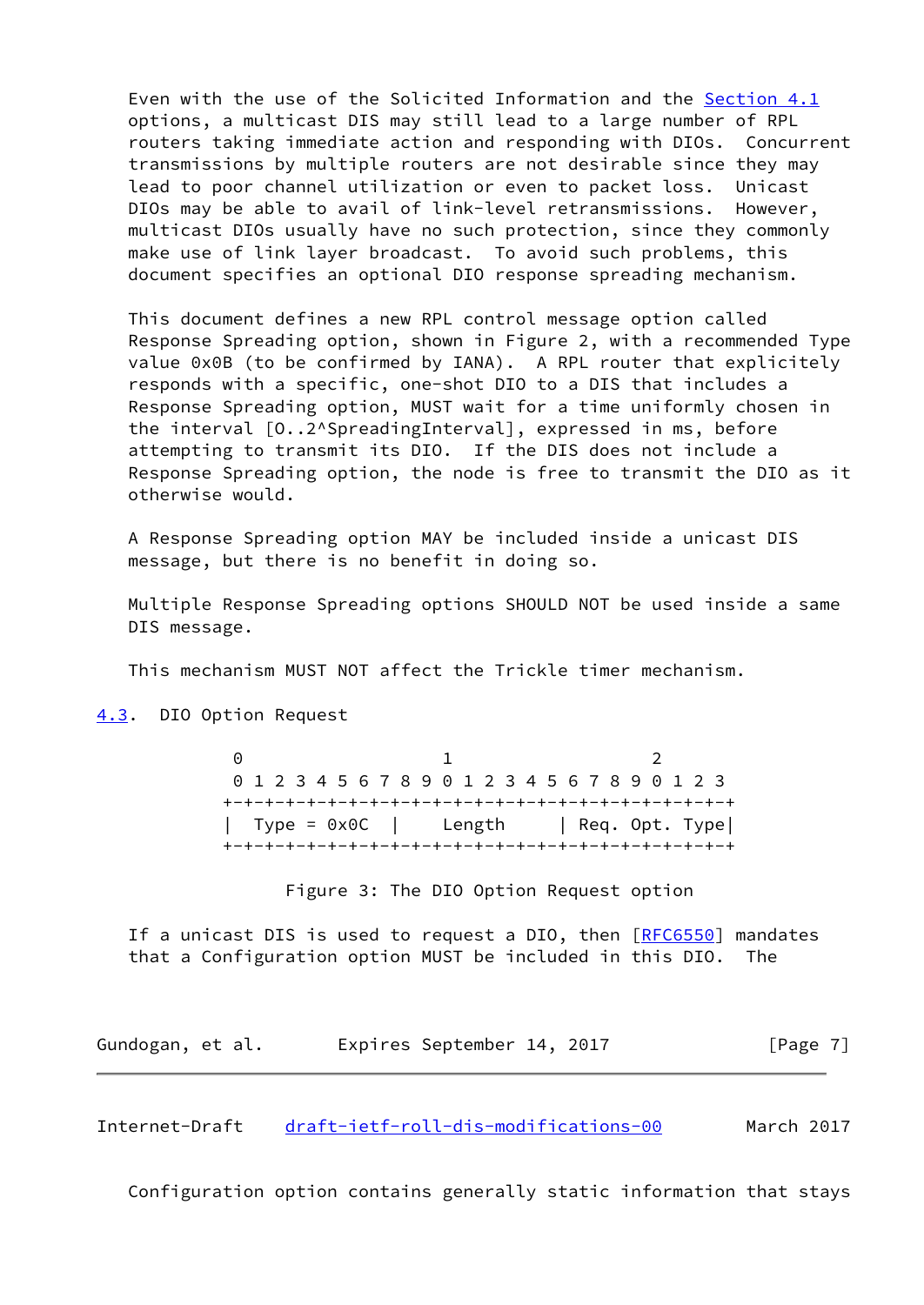Even with the use of the Solicited Information and the Section 4.1 options, a multicast DIS may still lead to a large number of RPL routers taking immediate action and responding with DIOs. Concurrent transmissions by multiple routers are not desirable since they may lead to poor channel utilization or even to packet loss. Unicast DIOs may be able to avail of link-level retransmissions. However, multicast DIOs usually have no such protection, since they commonly make use of link layer broadcast. To avoid such problems, this document specifies an optional DIO response spreading mechanism.

This document defines a new RPL control message option called Response Spreading option, shown in Figure 2, with a recommended Type value 0x0B (to be confirmed by IANA). A RPL router that explicitely responds with a specific, one-shot DIO to a DIS that includes a Response Spreading option, MUST wait for a time uniformly chosen in the interval [0..2^SpreadingInterval], expressed in ms, before attempting to transmit its DIO. If the DIS does not include a Response Spreading option, the node is free to transmit the DIO as it otherwise would.

A Response Spreading option MAY be included inside a unicast DIS message, but there is no benefit in doing so.

Multiple Response Spreading options SHOULD NOT be used inside a same DIS message.

This mechanism MUST NOT affect the Trickle timer mechanism.

## 4.3. DIO Option Request

```
 0                   1                   2
 0 1 2 3 4 5 6 7 8 9 0 1 2 3 4 5 6 7 8 9 0 1 2 3
+-+-+-+-+-+-+-+-+-+-+-+-+-+-+-+-+-+-+-+-+-+-+-+-+
|  Type = 0x0C  |     Length    | Req. Opt. Type|
+-+-+-+-+-+-+-+-+-+-+-+-+-+-+-+-+-+-+-+-+-+-+-+-+
```

Figure 3: The DIO Option Request option

If a unicast DIS is used to request a DIO, then [RFC6550] mandates that a Configuration option MUST be included in this DIO. The Configuration option contains generally static information that stays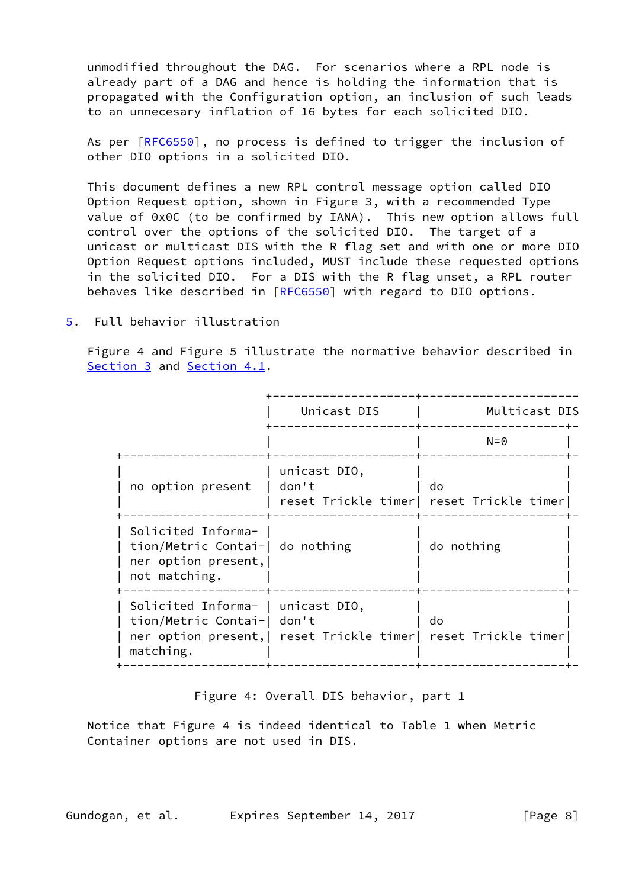unmodified throughout the DAG. For scenarios where a RPL node is already part of a DAG and hence is holding the information that is propagated with the Configuration option, an inclusion of such leads to an unnecesary inflation of 16 bytes for each solicited DIO.

As per [RFC6550], no process is defined to trigger the inclusion of other DIO options in a solicited DIO.

This document defines a new RPL control message option called DIO Option Request option, shown in Figure 3, with a recommended Type value of 0x0C (to be confirmed by IANA). This new option allows full control over the options of the solicited DIO. The target of a unicast or multicast DIS with the R flag set and with one or more DIO Option Request options included, MUST include these requested options in the solicited DIO. For a DIS with the R flag unset, a RPL router behaves like described in [RFC6550] with regard to DIO options.

## 5. Full behavior illustration

Figure 4 and Figure 5 illustrate the normative behavior described in Section 3 and Section 4.1.

| | Unicast DIS | Multicast DIS |
|---|---|---|
| | | N=0 |
| no option present | unicast DIO, don't reset Trickle timer | do reset Trickle timer |
| Solicited Information/Metric Container option present, not matching. | do nothing | do nothing |
| Solicited Information/Metric Container option present, matching. | unicast DIO, don't reset Trickle timer | do reset Trickle timer |

Figure 4: Overall DIS behavior, part 1

Notice that Figure 4 is indeed identical to Table 1 when Metric Container options are not used in DIS.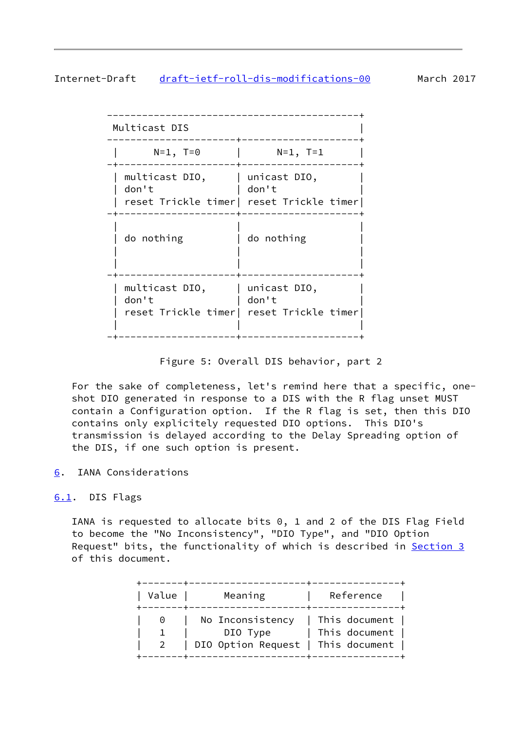| Multicast DIS | |
|---|---|
| N=1, T=0 | N=1, T=1 |
| multicast DIO, don't reset Trickle timer | unicast DIO, don't reset Trickle timer |
| do nothing | do nothing |
| multicast DIO, don't reset Trickle timer | unicast DIO, don't reset Trickle timer |

Figure 5: Overall DIS behavior, part 2

For the sake of completeness, let's remind here that a specific, one-shot DIO generated in response to a DIS with the R flag unset MUST contain a Configuration option. If the R flag is set, then this DIO contains only explicitly requested DIO options. This DIO's transmission is delayed according to the Delay Spreading option of the DIS, if one such option is present.

## 6. IANA Considerations

### 6.1. DIS Flags

IANA is requested to allocate bits 0, 1 and 2 of the DIS Flag Field to become the "No Inconsistency", "DIO Type", and "DIO Option Request" bits, the functionality of which is described in Section 3 of this document.

| Value | Meaning | Reference |
|---|---|---|
| 0 | No Inconsistency | This document |
| 1 | DIO Type | This document |
| 2 | DIO Option Request | This document |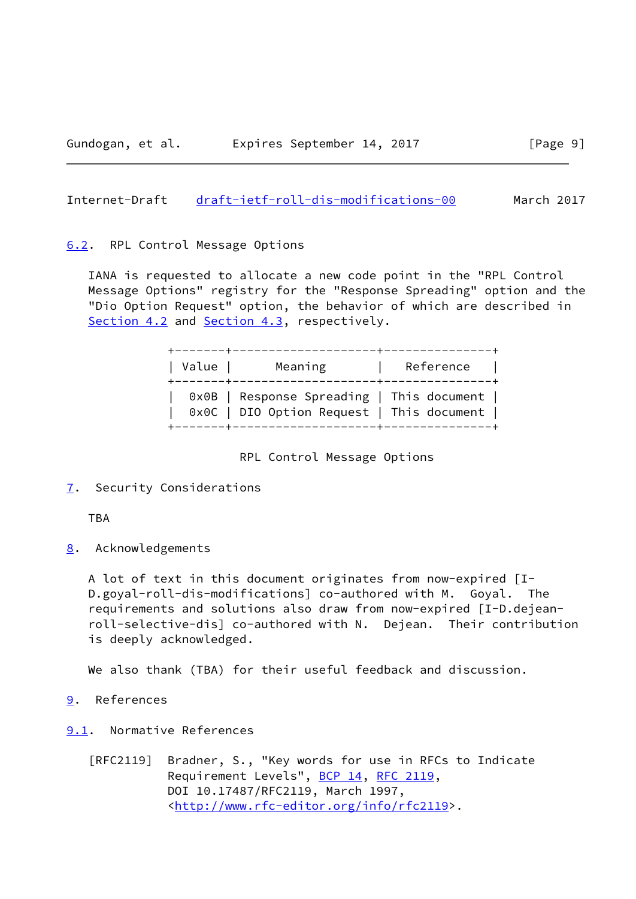### 6.2. RPL Control Message Options

IANA is requested to allocate a new code point in the "RPL Control Message Options" registry for the "Response Spreading" option and the "Dio Option Request" option, the behavior of which are described in Section 4.2 and Section 4.3, respectively.

| Value | Meaning | Reference |
|---|---|---|
| 0x0B | Response Spreading | This document |
| 0x0C | DIO Option Request | This document |

RPL Control Message Options

## 7. Security Considerations

TBA

## 8. Acknowledgements

A lot of text in this document originates from now-expired [I-D.goyal-roll-dis-modifications] co-authored with M. Goyal. The requirements and solutions also draw from now-expired [I-D.dejean-roll-selective-dis] co-authored with N. Dejean. Their contribution is deeply acknowledged.

We also thank (TBA) for their useful feedback and discussion.

## 9. References

### 9.1. Normative References

[RFC2119] Bradner, S., "Key words for use in RFCs to Indicate Requirement Levels", BCP 14, RFC 2119, DOI 10.17487/RFC2119, March 1997, <http://www.rfc-editor.org/info/rfc2119>.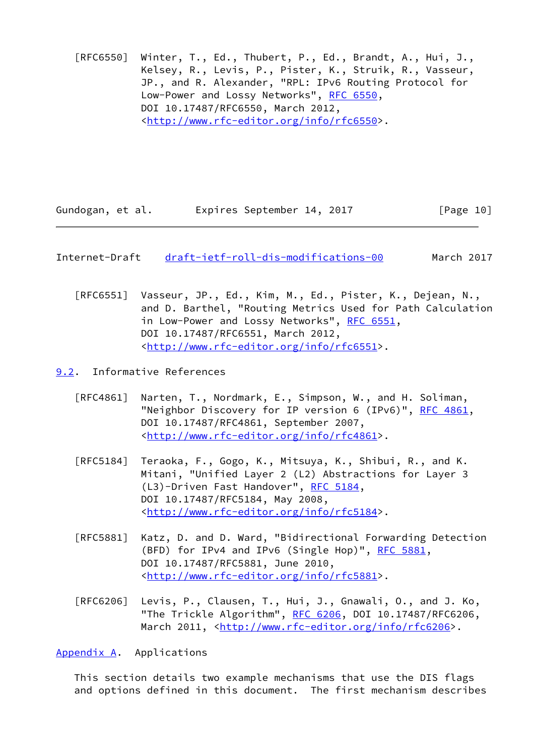[RFC6550] Winter, T., Ed., Thubert, P., Ed., Brandt, A., Hui, J., Kelsey, R., Levis, P., Pister, K., Struik, R., Vasseur, JP., and R. Alexander, "RPL: IPv6 Routing Protocol for Low-Power and Lossy Networks", RFC 6550, DOI 10.17487/RFC6550, March 2012, <http://www.rfc-editor.org/info/rfc6550>.

[RFC6551] Vasseur, JP., Ed., Kim, M., Ed., Pister, K., Dejean, N., and D. Barthel, "Routing Metrics Used for Path Calculation in Low-Power and Lossy Networks", RFC 6551, DOI 10.17487/RFC6551, March 2012, <http://www.rfc-editor.org/info/rfc6551>.

### 9.2. Informative References

[RFC4861] Narten, T., Nordmark, E., Simpson, W., and H. Soliman, "Neighbor Discovery for IP version 6 (IPv6)", RFC 4861, DOI 10.17487/RFC4861, September 2007, <http://www.rfc-editor.org/info/rfc4861>.

[RFC5184] Teraoka, F., Gogo, K., Mitsuya, K., Shibui, R., and K. Mitani, "Unified Layer 2 (L2) Abstractions for Layer 3 (L3)-Driven Fast Handover", RFC 5184, DOI 10.17487/RFC5184, May 2008, <http://www.rfc-editor.org/info/rfc5184>.

[RFC5881] Katz, D. and D. Ward, "Bidirectional Forwarding Detection (BFD) for IPv4 and IPv6 (Single Hop)", RFC 5881, DOI 10.17487/RFC5881, June 2010, <http://www.rfc-editor.org/info/rfc5881>.

[RFC6206] Levis, P., Clausen, T., Hui, J., Gnawali, O., and J. Ko, "The Trickle Algorithm", RFC 6206, DOI 10.17487/RFC6206, March 2011, <http://www.rfc-editor.org/info/rfc6206>.

## Appendix A. Applications

This section details two example mechanisms that use the DIS flags and options defined in this document. The first mechanism describes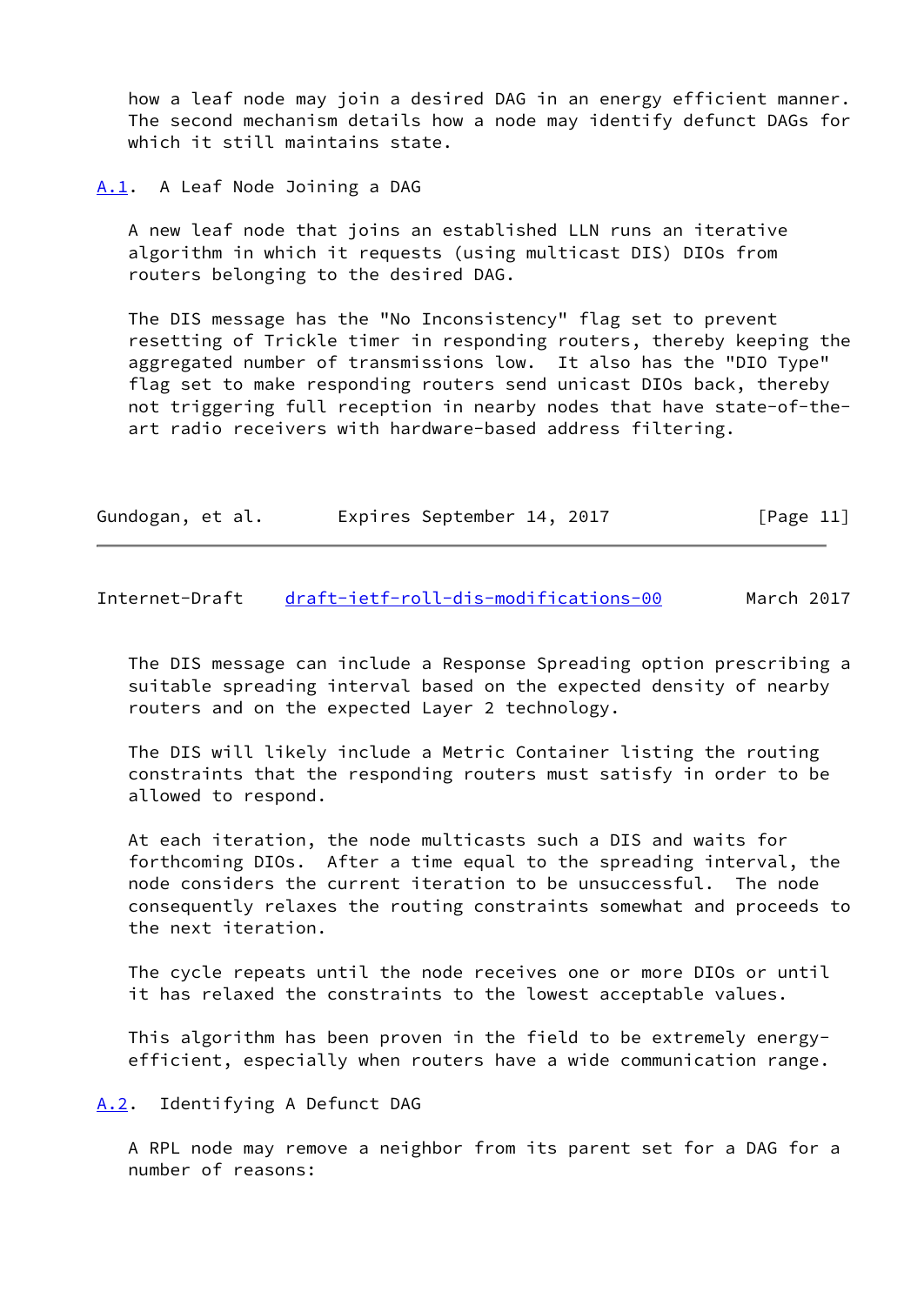how a leaf node may join a desired DAG in an energy efficient manner. The second mechanism details how a node may identify defunct DAGs for which it still maintains state.

## A.1. A Leaf Node Joining a DAG

A new leaf node that joins an established LLN runs an iterative algorithm in which it requests (using multicast DIS) DIOs from routers belonging to the desired DAG.

The DIS message has the "No Inconsistency" flag set to prevent resetting of Trickle timer in responding routers, thereby keeping the aggregated number of transmissions low. It also has the "DIO Type" flag set to make responding routers send unicast DIOs back, thereby not triggering full reception in nearby nodes that have state-of-the-art radio receivers with hardware-based address filtering.

The DIS message can include a Response Spreading option prescribing a suitable spreading interval based on the expected density of nearby routers and on the expected Layer 2 technology.

The DIS will likely include a Metric Container listing the routing constraints that the responding routers must satisfy in order to be allowed to respond.

At each iteration, the node multicasts such a DIS and waits for forthcoming DIOs. After a time equal to the spreading interval, the node considers the current iteration to be unsuccessful. The node consequently relaxes the routing constraints somewhat and proceeds to the next iteration.

The cycle repeats until the node receives one or more DIOs or until it has relaxed the constraints to the lowest acceptable values.

This algorithm has been proven in the field to be extremely energy-efficient, especially when routers have a wide communication range.

## A.2. Identifying A Defunct DAG

A RPL node may remove a neighbor from its parent set for a DAG for a number of reasons: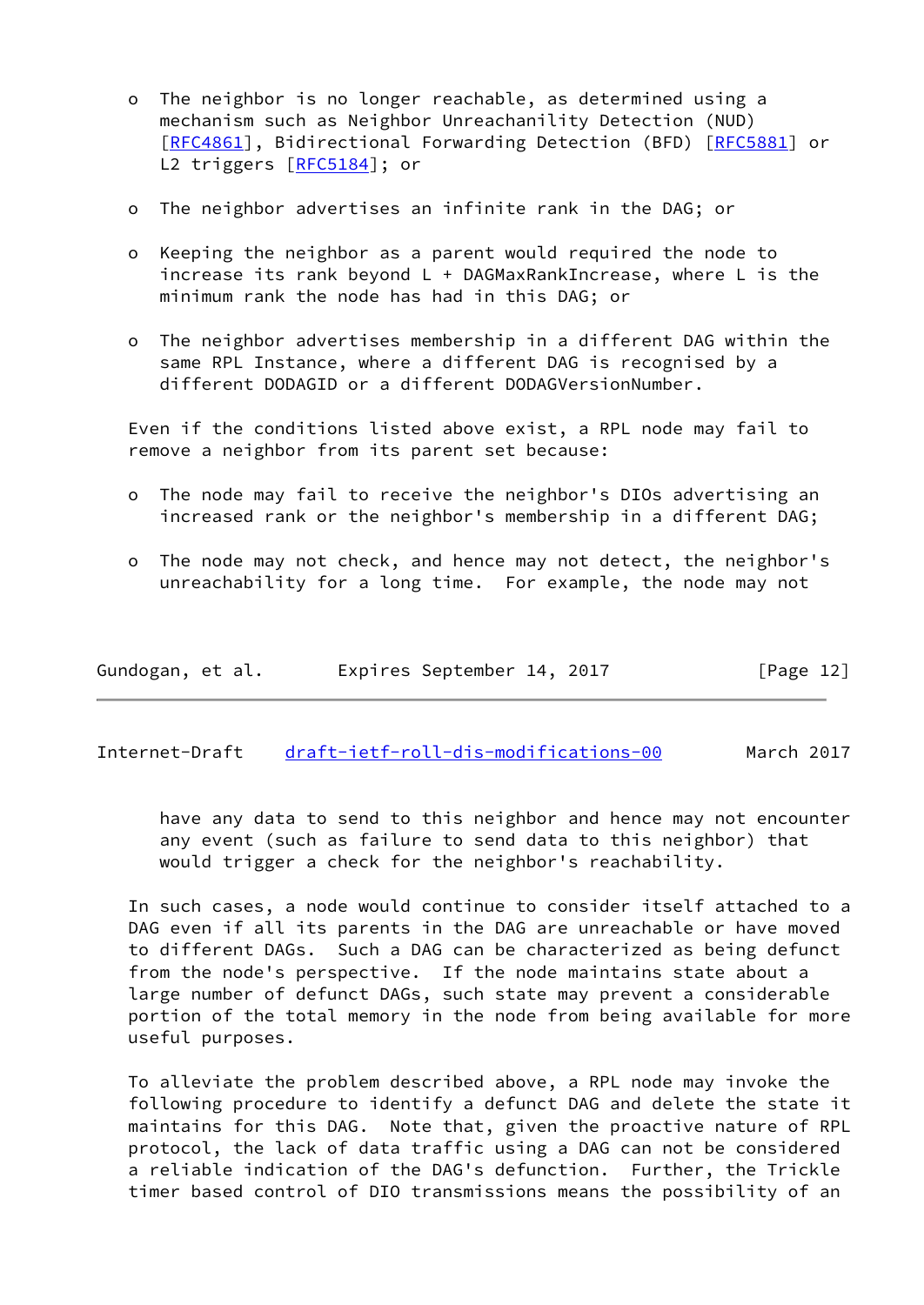- The neighbor is no longer reachable, as determined using a mechanism such as Neighbor Unreachanility Detection (NUD) [RFC4861], Bidirectional Forwarding Detection (BFD) [RFC5881] or L2 triggers [RFC5184]; or

- The neighbor advertises an infinite rank in the DAG; or

- Keeping the neighbor as a parent would required the node to increase its rank beyond L + DAGMaxRankIncrease, where L is the minimum rank the node has had in this DAG; or

- The neighbor advertises membership in a different DAG within the same RPL Instance, where a different DAG is recognised by a different DODAGID or a different DODAGVersionNumber.

Even if the conditions listed above exist, a RPL node may fail to remove a neighbor from its parent set because:

- The node may fail to receive the neighbor's DIOs advertising an increased rank or the neighbor's membership in a different DAG;

- The node may not check, and hence may not detect, the neighbor's unreachability for a long time. For example, the node may not have any data to send to this neighbor and hence may not encounter any event (such as failure to send data to this neighbor) that would trigger a check for the neighbor's reachability.

In such cases, a node would continue to consider itself attached to a DAG even if all its parents in the DAG are unreachable or have moved to different DAGs. Such a DAG can be characterized as being defunct from the node's perspective. If the node maintains state about a large number of defunct DAGs, such state may prevent a considerable portion of the total memory in the node from being available for more useful purposes.

To alleviate the problem described above, a RPL node may invoke the following procedure to identify a defunct DAG and delete the state it maintains for this DAG. Note that, given the proactive nature of RPL protocol, the lack of data traffic using a DAG can not be considered a reliable indication of the DAG's defunction. Further, the Trickle timer based control of DIO transmissions means the possibility of an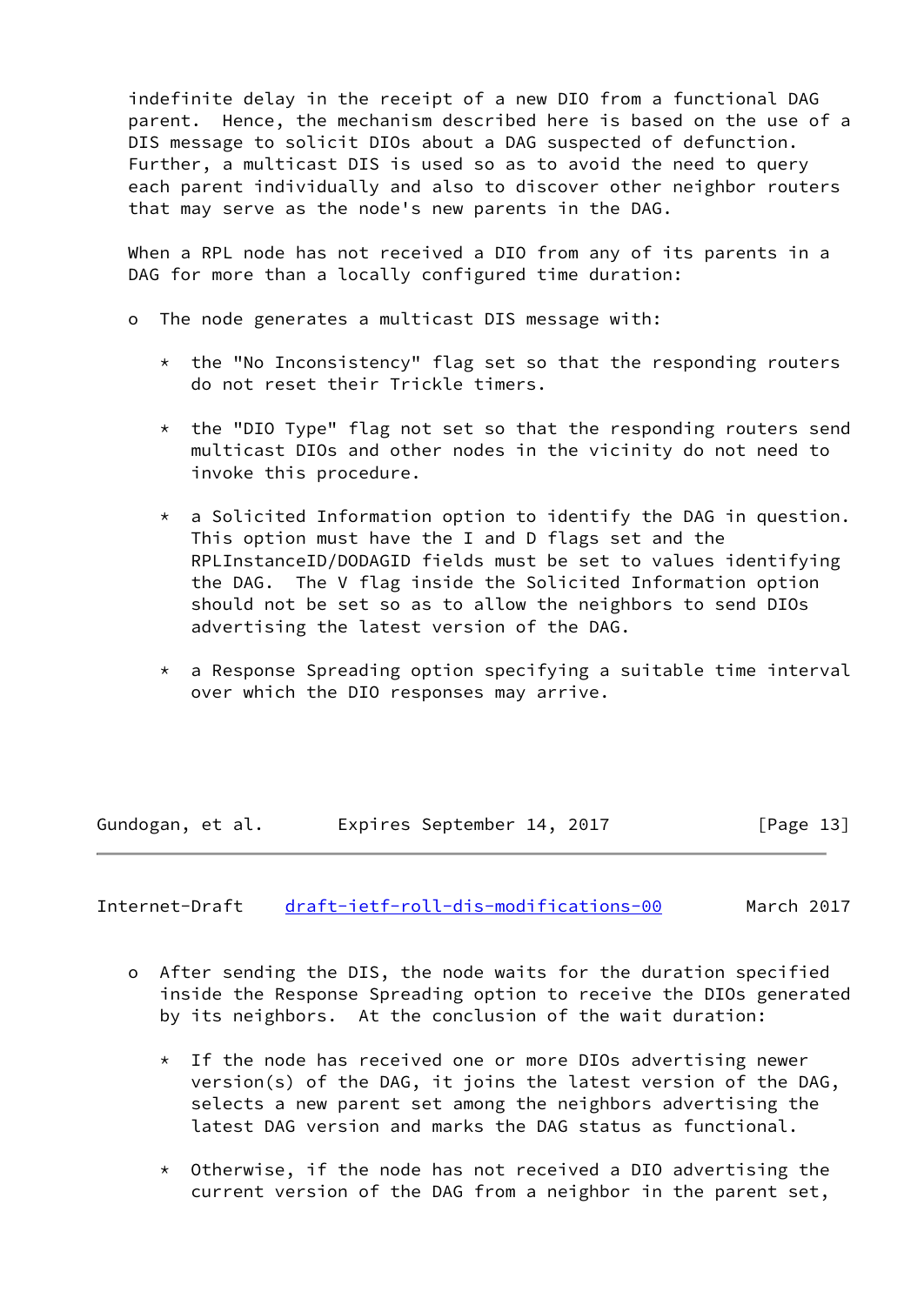indefinite delay in the receipt of a new DIO from a functional DAG parent. Hence, the mechanism described here is based on the use of a DIS message to solicit DIOs about a DAG suspected of defunction. Further, a multicast DIS is used so as to avoid the need to query each parent individually and also to discover other neighbor routers that may serve as the node's new parents in the DAG.

When a RPL node has not received a DIO from any of its parents in a DAG for more than a locally configured time duration:

- The node generates a multicast DIS message with:

  * the "No Inconsistency" flag set so that the responding routers do not reset their Trickle timers.

  * the "DIO Type" flag not set so that the responding routers send multicast DIOs and other nodes in the vicinity do not need to invoke this procedure.

  * a Solicited Information option to identify the DAG in question. This option must have the I and D flags set and the RPLInstanceID/DODAGID fields must be set to values identifying the DAG. The V flag inside the Solicited Information option should not be set so as to allow the neighbors to send DIOs advertising the latest version of the DAG.

  * a Response Spreading option specifying a suitable time interval over which the DIO responses may arrive.

- After sending the DIS, the node waits for the duration specified inside the Response Spreading option to receive the DIOs generated by its neighbors. At the conclusion of the wait duration:

  * If the node has received one or more DIOs advertising newer version(s) of the DAG, it joins the latest version of the DAG, selects a new parent set among the neighbors advertising the latest DAG version and marks the DAG status as functional.

  * Otherwise, if the node has not received a DIO advertising the current version of the DAG from a neighbor in the parent set,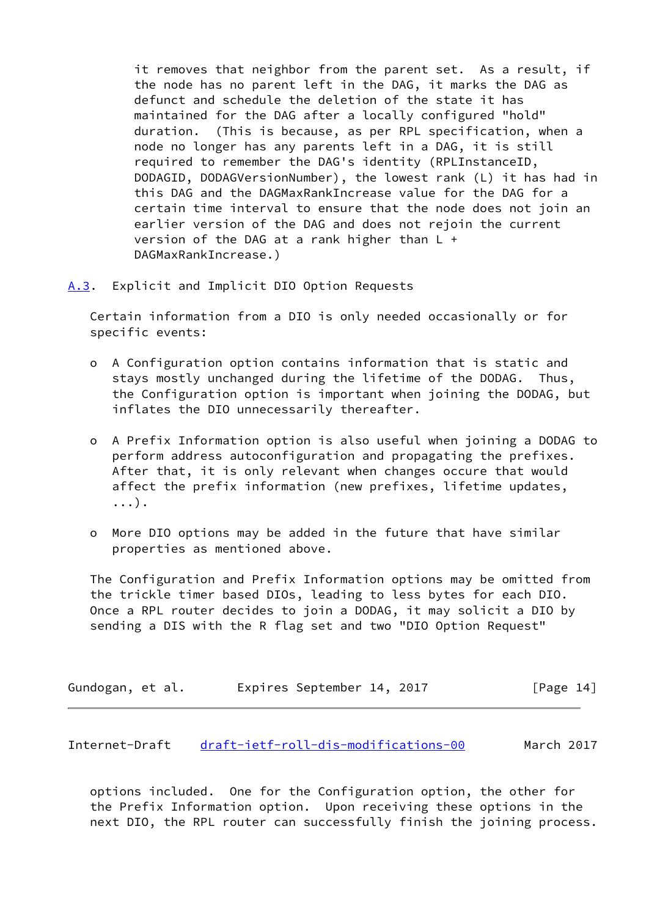it removes that neighbor from the parent set. As a result, if the node has no parent left in the DAG, it marks the DAG as defunct and schedule the deletion of the state it has maintained for the DAG after a locally configured "hold" duration. (This is because, as per RPL specification, when a node no longer has any parents left in a DAG, it is still required to remember the DAG's identity (RPLInstanceID, DODAGID, DODAGVersionNumber), the lowest rank (L) it has had in this DAG and the DAGMaxRankIncrease value for the DAG for a certain time interval to ensure that the node does not join an earlier version of the DAG and does not rejoin the current version of the DAG at a rank higher than L + DAGMaxRankIncrease.)

## A.3. Explicit and Implicit DIO Option Requests

Certain information from a DIO is only needed occasionally or for specific events:

- A Configuration option contains information that is static and stays mostly unchanged during the lifetime of the DODAG. Thus, the Configuration option is important when joining the DODAG, but inflates the DIO unnecessarily thereafter.

- A Prefix Information option is also useful when joining a DODAG to perform address autoconfiguration and propagating the prefixes. After that, it is only relevant when changes occure that would affect the prefix information (new prefixes, lifetime updates, ...).

- More DIO options may be added in the future that have similar properties as mentioned above.

The Configuration and Prefix Information options may be omitted from the trickle timer based DIOs, leading to less bytes for each DIO. Once a RPL router decides to join a DODAG, it may solicit a DIO by sending a DIS with the R flag set and two "DIO Option Request" options included. One for the Configuration option, the other for the Prefix Information option. Upon receiving these options in the next DIO, the RPL router can successfully finish the joining process.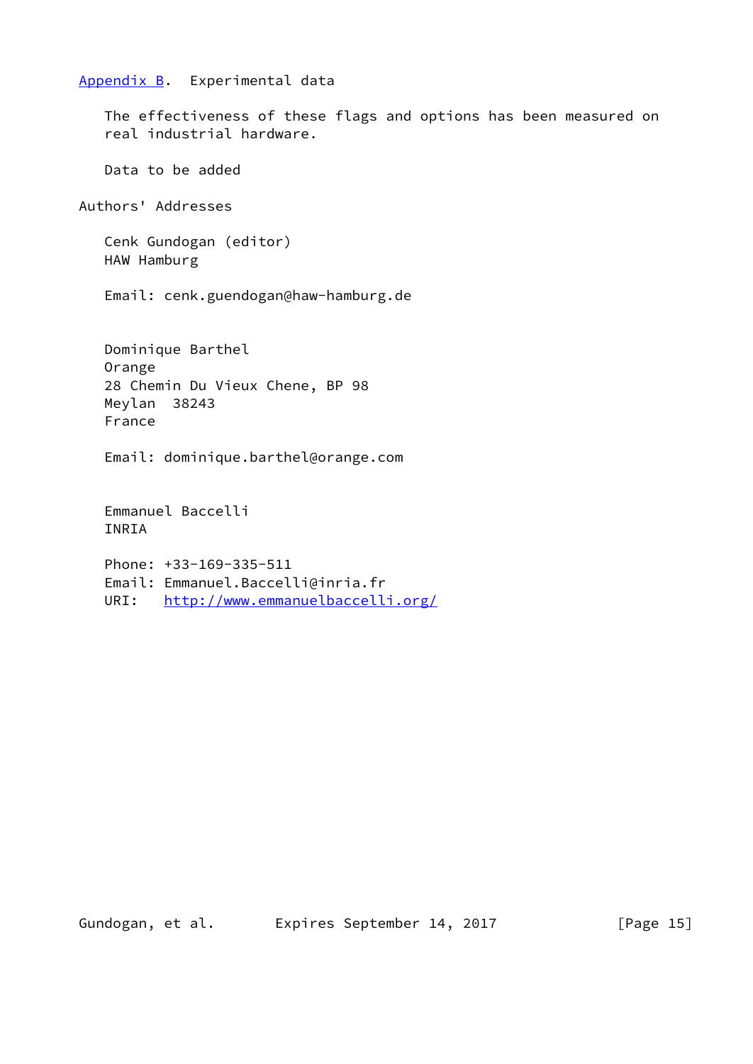## Appendix B. Experimental data

The effectiveness of these flags and options has been measured on real industrial hardware.

Data to be added

## Authors' Addresses

Cenk Gundogan (editor)
HAW Hamburg

Email: cenk.guendogan@haw-hamburg.de

Dominique Barthel
Orange
28 Chemin Du Vieux Chene, BP 98
Meylan  38243
France

Email: dominique.barthel@orange.com

Emmanuel Baccelli
INRIA

Phone: +33-169-335-511
Email: Emmanuel.Baccelli@inria.fr
URI:   http://www.emmanuelbaccelli.org/